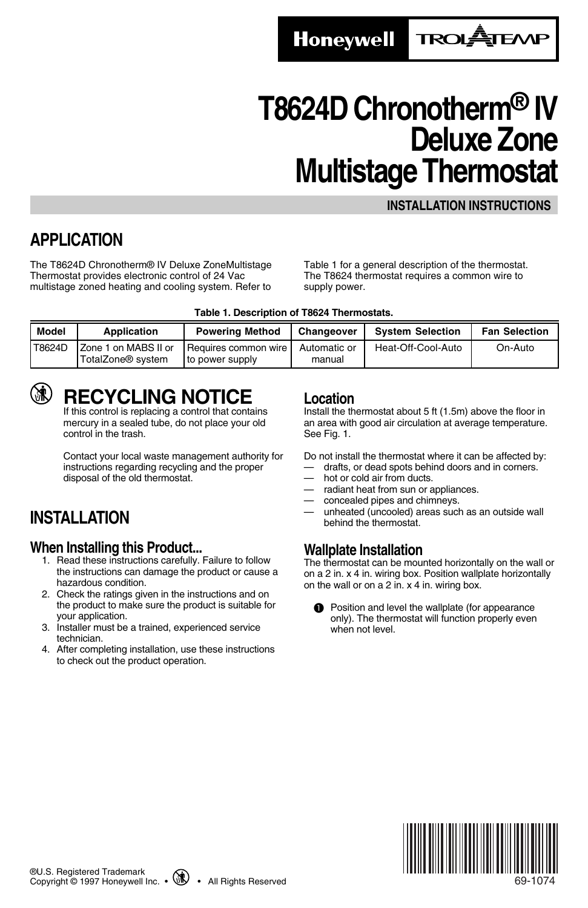Honeywell | TROL-A-TEMP

# T8624D Chronotherm® IV Deluxe Zone Multistage Thermostat

**INSTALLATION INSTRUCTIONS**

## APPLICATION

The T8624D Chronotherm® IV Deluxe ZoneMultistage Thermostat provides electronic control of 24 Vac multistage zoned heating and cooling system. Refer to Table 1 for a general description of the thermostat. The T8624 thermostat requires a common wire to supply power.

**Table 1. Description of T8624 Thermostats.**

| Model | Application | Powering Method | Changeover | System Selection | Fan Selection |
|---|---|---|---|---|---|
| T8624D | Zone 1 on MABS II or TotalZone® system | Requires common wire to power supply | Automatic or manual | Heat-Off-Cool-Auto | On-Auto |

## RECYCLING NOTICE

If this control is replacing a control that contains mercury in a sealed tube, do not place your old control in the trash.

Contact your local waste management authority for instructions regarding recycling and the proper disposal of the old thermostat.

## INSTALLATION

### When Installing this Product...

1. Read these instructions carefully. Failure to follow the instructions can damage the product or cause a hazardous condition.
2. Check the ratings given in the instructions and on the product to make sure the product is suitable for your application.
3. Installer must be a trained, experienced service technician.
4. After completing installation, use these instructions to check out the product operation.

### Location

Install the thermostat about 5 ft (1.5m) above the floor in an area with good air circulation at average temperature. See Fig. 1.

Do not install the thermostat where it can be affected by:
- drafts, or dead spots behind doors and in corners.
- hot or cold air from ducts.
- radiant heat from sun or appliances.
- concealed pipes and chimneys.
- unheated (uncooled) areas such as an outside wall behind the thermostat.

### Wallplate Installation

The thermostat can be mounted horizontally on the wall or on a 2 in. x 4 in. wiring box. Position wallplate horizontally on the wall or on a 2 in. x 4 in. wiring box.

1. Position and level the wallplate (for appearance only). The thermostat will function properly even when not level.

®U.S. Registered Trademark
Copyright © 1997 Honeywell Inc. • All Rights Reserved

69-1074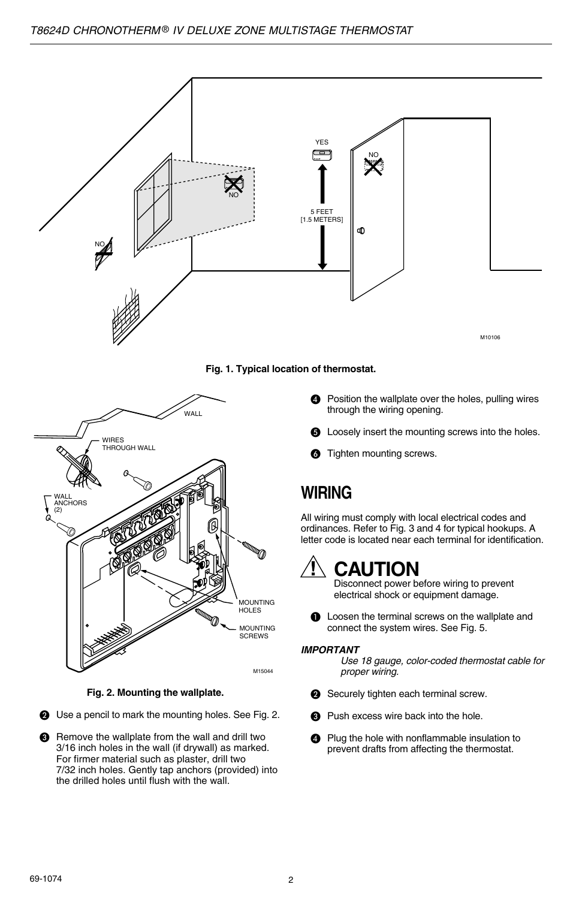Fig. 1. Typical location of thermostat.

Fig. 2. Mounting the wallplate.

2. Use a pencil to mark the mounting holes. See Fig. 2.
3. Remove the wallplate from the wall and drill two 3/16 inch holes in the wall (if drywall) as marked. For firmer material such as plaster, drill two 7/32 inch holes. Gently tap anchors (provided) into the drilled holes until flush with the wall.
4. Position the wallplate over the holes, pulling wires through the wiring opening.
5. Loosely insert the mounting screws into the holes.
6. Tighten mounting screws.

## WIRING

All wiring must comply with local electrical codes and ordinances. Refer to Fig. 3 and 4 for typical hookups. A letter code is located near each terminal for identification.

### CAUTION

Disconnect power before wiring to prevent electrical shock or equipment damage.

1. Loosen the terminal screws on the wallplate and connect the system wires. See Fig. 5.

***IMPORTANT***

*Use 18 gauge, color-coded thermostat cable for proper wiring.*

2. Securely tighten each terminal screw.
3. Push excess wire back into the hole.
4. Plug the hole with nonflammable insulation to prevent drafts from affecting the thermostat.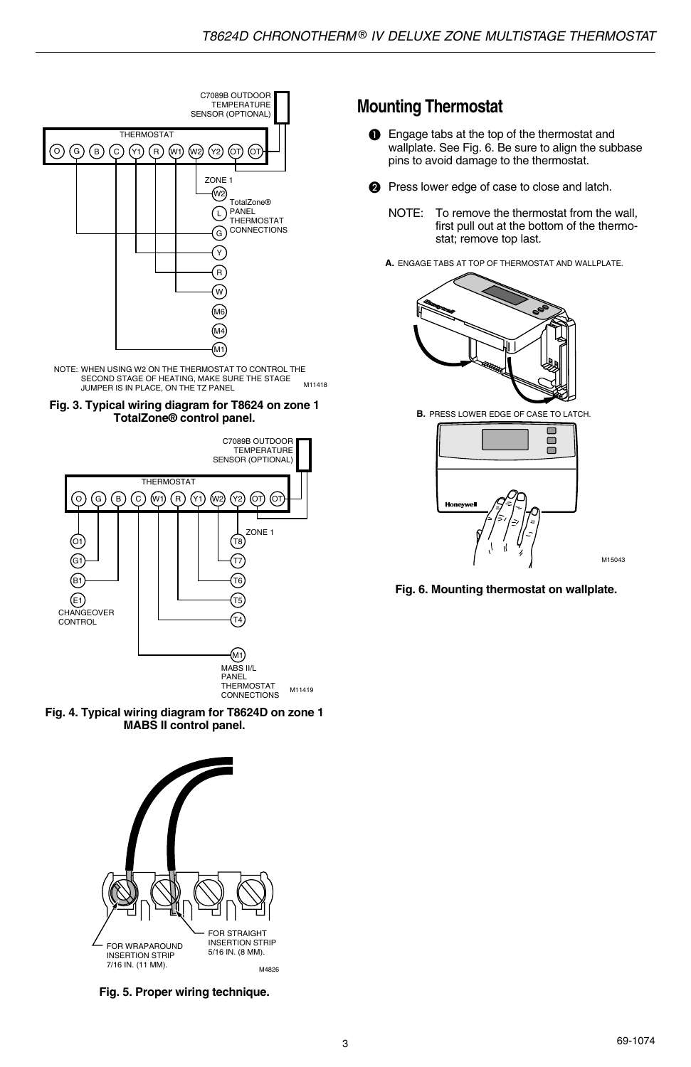NOTE: WHEN USING W2 ON THE THERMOSTAT TO CONTROL THE SECOND STAGE OF HEATING, MAKE SURE THE STAGE JUMPER IS IN PLACE, ON THE TZ PANEL

**Fig. 3. Typical wiring diagram for T8624 on zone 1 TotalZone® control panel.**

**Fig. 4. Typical wiring diagram for T8624D on zone 1 MABS II control panel.**

**Fig. 5. Proper wiring technique.**

## Mounting Thermostat

1. Engage tabs at the top of the thermostat and wallplate. See Fig. 6. Be sure to align the subbase pins to avoid damage to the thermostat.

2. Press lower edge of case to close and latch.

   NOTE: To remove the thermostat from the wall, first pull out at the bottom of the thermostat; remove top last.

**Fig. 6. Mounting thermostat on wallplate.**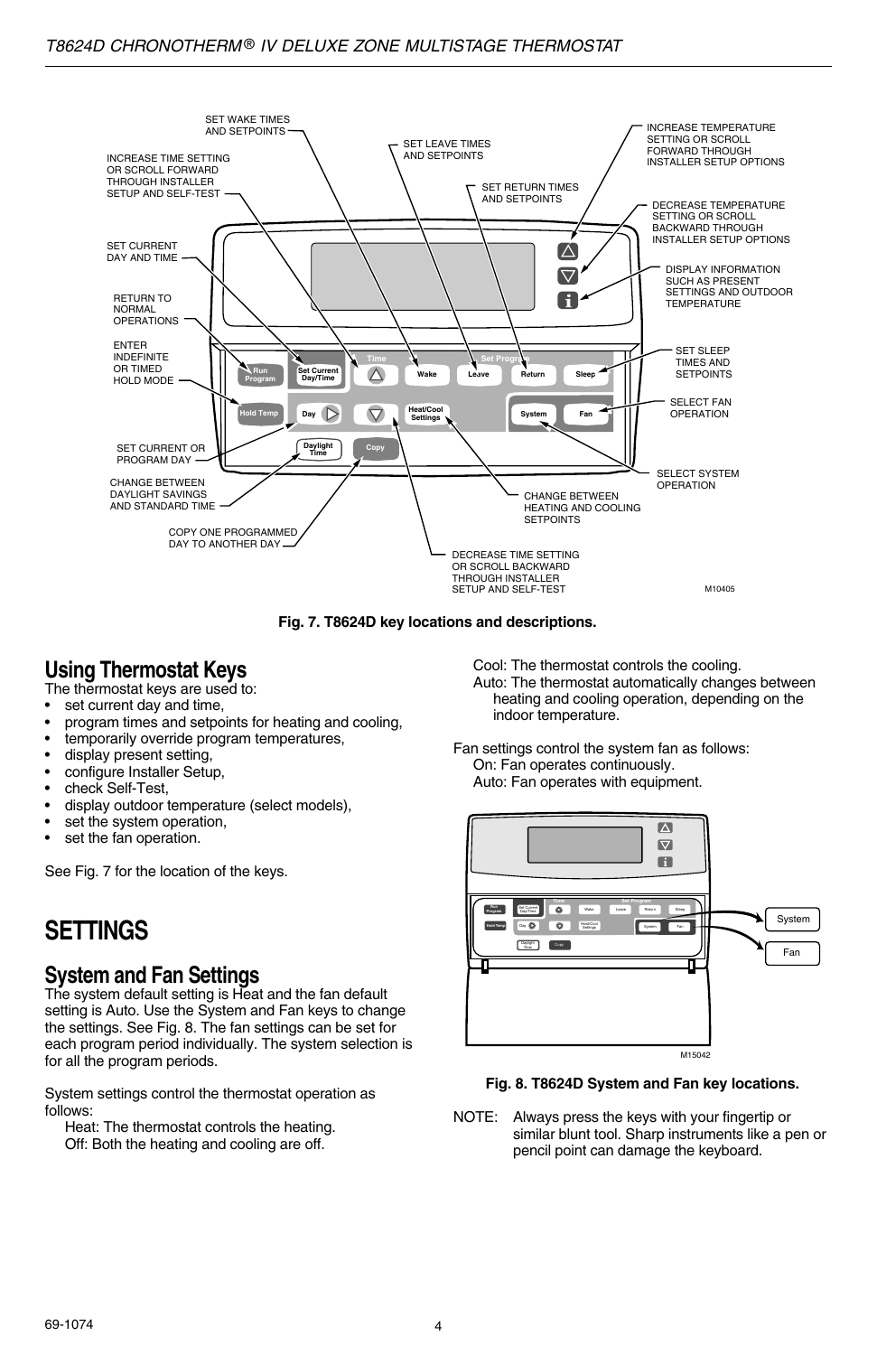Fig. 7. T8624D key locations and descriptions.

## Using Thermostat Keys

The thermostat keys are used to:

- set current day and time,
- program times and setpoints for heating and cooling,
- temporarily override program temperatures,
- display present setting,
- configure Installer Setup,
- check Self-Test,
- display outdoor temperature (select models),
- set the system operation,
- set the fan operation.

See Fig. 7 for the location of the keys.

# SETTINGS

## System and Fan Settings

The system default setting is Heat and the fan default setting is Auto. Use the System and Fan keys to change the settings. See Fig. 8. The fan settings can be set for each program period individually. The system selection is for all the program periods.

System settings control the thermostat operation as follows:

Heat: The thermostat controls the heating.
Off: Both the heating and cooling are off.
Cool: The thermostat controls the cooling.
Auto: The thermostat automatically changes between heating and cooling operation, depending on the indoor temperature.

Fan settings control the system fan as follows:

On: Fan operates continuously.
Auto: Fan operates with equipment.

Fig. 8. T8624D System and Fan key locations.

NOTE: Always press the keys with your fingertip or similar blunt tool. Sharp instruments like a pen or pencil point can damage the keyboard.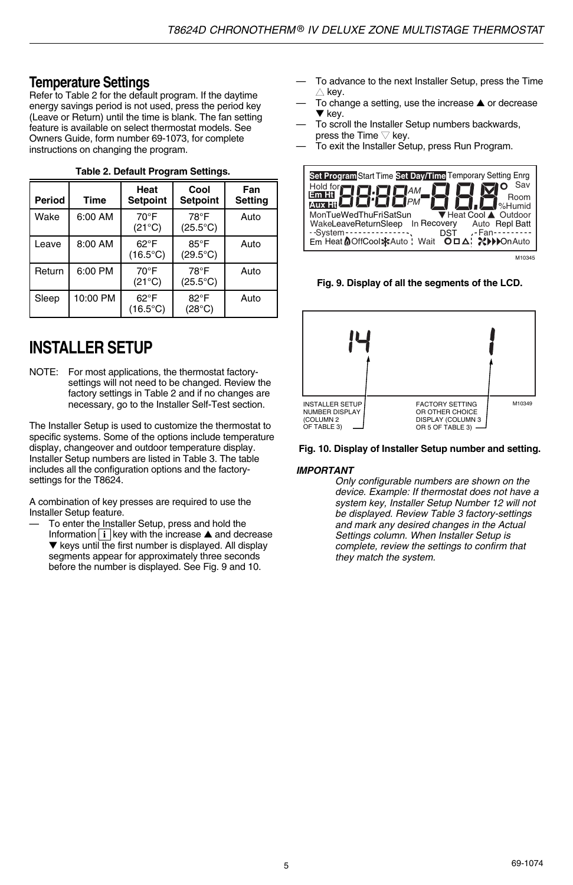## Temperature Settings

Refer to Table 2 for the default program. If the daytime energy savings period is not used, press the period key (Leave or Return) until the time is blank. The fan setting feature is available on select thermostat models. See Owners Guide, form number 69-1073, for complete instructions on changing the program.

**Table 2. Default Program Settings.**

| Period | Time | Heat Setpoint | Cool Setpoint | Fan Setting |
|---|---|---|---|---|
| Wake | 6:00 AM | 70°F (21°C) | 78°F (25.5°C) | Auto |
| Leave | 8:00 AM | 62°F (16.5°C) | 85°F (29.5°C) | Auto |
| Return | 6:00 PM | 70°F (21°C) | 78°F (25.5°C) | Auto |
| Sleep | 10:00 PM | 62°F (16.5°C) | 82°F (28°C) | Auto |

# INSTALLER SETUP

NOTE: For most applications, the thermostat factory-settings will not need to be changed. Review the factory settings in Table 2 and if no changes are necessary, go to the Installer Self-Test section.

The Installer Setup is used to customize the thermostat to specific systems. Some of the options include temperature display, changeover and outdoor temperature display. Installer Setup numbers are listed in Table 3. The table includes all the configuration options and the factory-settings for the T8624.

A combination of key presses are required to use the Installer Setup feature.

— To enter the Installer Setup, press and hold the Information **i** key with the increase ▲ and decrease ▼ keys until the first number is displayed. All display segments appear for approximately three seconds before the number is displayed. See Fig. 9 and 10.

— To advance to the next Installer Setup, press the Time △ key.

— To change a setting, use the increase ▲ or decrease ▼ key.

— To scroll the Installer Setup numbers backwards, press the Time ▽ key.

— To exit the Installer Setup, press Run Program.

Set Program Start Time Set Day/Time Temporary Setting Enrg Sav
Hold for Em Ht Aux Ht AM PM Room %Humid
MonTueWedThuFriSatSun ▼Heat Cool▲ Outdoor
WakeLeaveReturnSleep In Recovery DST Auto Repl Batt
System Em Heat Off Cool Auto Wait Fan On Auto

M10345

**Fig. 9. Display of all the segments of the LCD.**

14 1

INSTALLER SETUP NUMBER DISPLAY (COLUMN 2 OF TABLE 3)

FACTORY SETTING OR OTHER CHOICE DISPLAY (COLUMN 3 OR 5 OF TABLE 3)

M10349

**Fig. 10. Display of Installer Setup number and setting.**

***IMPORTANT***

*Only configurable numbers are shown on the device. Example: If thermostat does not have a system key, Installer Setup Number 12 will not be displayed. Review Table 3 factory-settings and mark any desired changes in the Actual Settings column. When Installer Setup is complete, review the settings to confirm that they match the system.*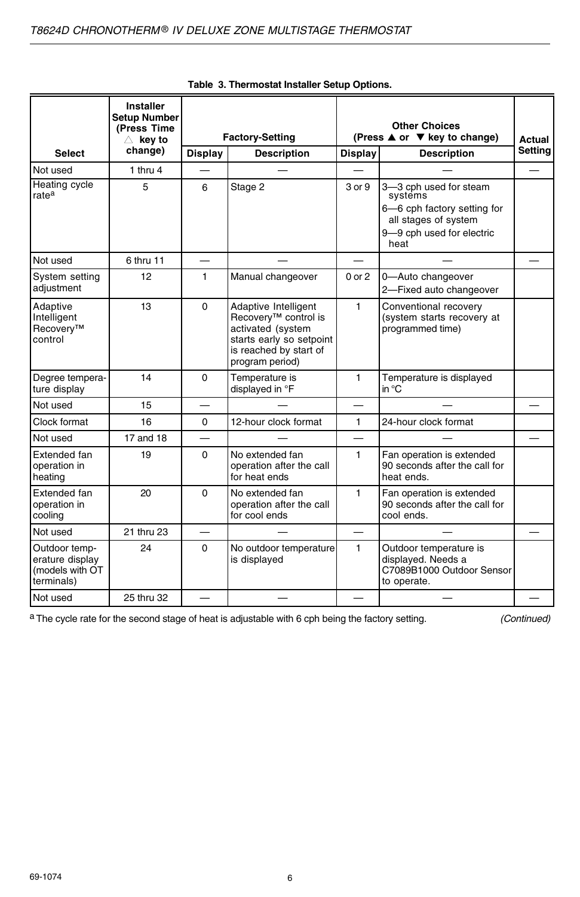Table 3. Thermostat Installer Setup Options.

| Select | Installer Setup Number (Press Time △ key to change) | Factory-Setting | | Other Choices (Press ▲ or ▼ key to change) | | Actual Setting |
|---|---|---|---|---|---|---|
| | | Display | Description | Display | Description | |
| Not used | 1 thru 4 | — | — | — | — | — |
| Heating cycle rate[a] | 5 | 6 | Stage 2 | 3 or 9 | 3—3 cph used for steam systems<br>6—6 cph factory setting for all stages of system<br>9—9 cph used for electric heat | |
| Not used | 6 thru 11 | — | — | — | — | — |
| System setting adjustment | 12 | 1 | Manual changeover | 0 or 2 | 0—Auto changeover<br>2—Fixed auto changeover | |
| Adaptive Intelligent Recovery™ control | 13 | 0 | Adaptive Intelligent Recovery™ control is activated (system starts early so setpoint is reached by start of program period) | 1 | Conventional recovery (system starts recovery at programmed time) | |
| Degree temperature display | 14 | 0 | Temperature is displayed in °F | 1 | Temperature is displayed in °C | |
| Not used | 15 | — | — | — | — | — |
| Clock format | 16 | 0 | 12-hour clock format | 1 | 24-hour clock format | |
| Not used | 17 and 18 | — | — | — | — | — |
| Extended fan operation in heating | 19 | 0 | No extended fan operation after the call for heat ends | 1 | Fan operation is extended 90 seconds after the call for heat ends. | |
| Extended fan operation in cooling | 20 | 0 | No extended fan operation after the call for cool ends | 1 | Fan operation is extended 90 seconds after the call for cool ends. | |
| Not used | 21 thru 23 | — | — | — | — | — |
| Outdoor temperature display (models with OT terminals) | 24 | 0 | No outdoor temperature is displayed | 1 | Outdoor temperature is displayed. Needs a C7089B1000 Outdoor Sensor to operate. | |
| Not used | 25 thru 32 | — | — | — | — | — |

[a] The cycle rate for the second stage of heat is adjustable with 6 cph being the factory setting.

*(Continued)*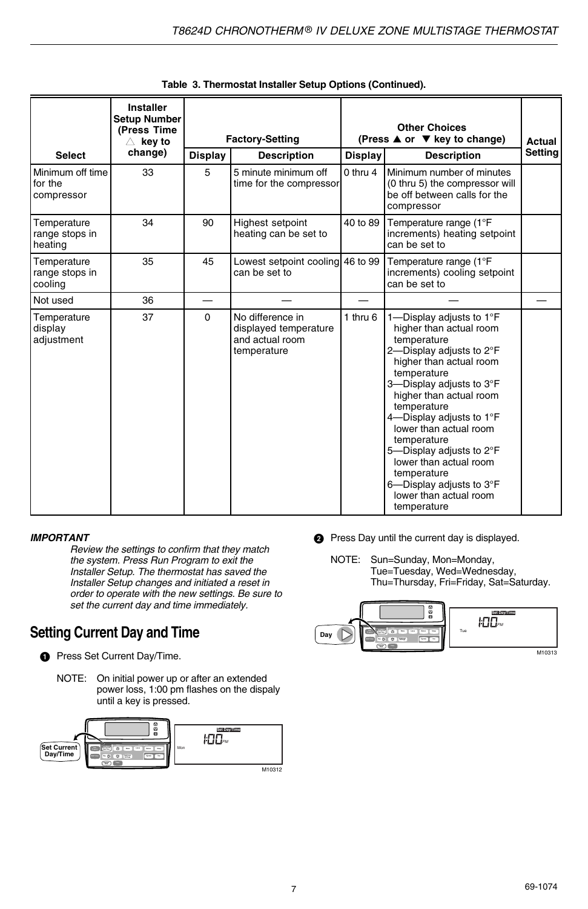Table 3. Thermostat Installer Setup Options (Continued).

| Select | Installer Setup Number (Press Time △ key to change) | Factory-Setting | | Other Choices (Press ▲ or ▼ key to change) | | Actual Setting |
|---|---|---|---|---|---|---|
| | | Display | Description | Display | Description | |
| Minimum off time for the compressor | 33 | 5 | 5 minute minimum off time for the compressor | 0 thru 4 | Minimum number of minutes (0 thru 5) the compressor will be off between calls for the compressor | |
| Temperature range stops in heating | 34 | 90 | Highest setpoint heating can be set to | 40 to 89 | Temperature range (1°F increments) heating setpoint can be set to | |
| Temperature range stops in cooling | 35 | 45 | Lowest setpoint cooling can be set to | 46 to 99 | Temperature range (1°F increments) cooling setpoint can be set to | |
| Not used | 36 | — | — | — | — | — |
| Temperature display adjustment | 37 | 0 | No difference in displayed temperature and actual room temperature | 1 thru 6 | 1—Display adjusts to 1°F higher than actual room temperature<br>2—Display adjusts to 2°F higher than actual room temperature<br>3—Display adjusts to 3°F higher than actual room temperature<br>4—Display adjusts to 1°F lower than actual room temperature<br>5—Display adjusts to 2°F lower than actual room temperature<br>6—Display adjusts to 3°F lower than actual room temperature | |

***IMPORTANT***
*Review the settings to confirm that they match the system. Press Run Program to exit the Installer Setup. The thermostat has saved the Installer Setup changes and initiated a reset in order to operate with the new settings. Be sure to set the current day and time immediately.*

## Setting Current Day and Time

1. Press Set Current Day/Time.

   NOTE: On initial power up or after an extended power loss, 1:00 pm flashes on the dispaly until a key is pressed.

Set Current Day/Time

Set Day/Time 1:00 PM Mon

M10312

2. Press Day until the current day is displayed.

   NOTE: Sun=Sunday, Mon=Monday, Tue=Tuesday, Wed=Wednesday, Thu=Thursday, Fri=Friday, Sat=Saturday.

Day

Set Day/Time 1:00 PM Tue

M10313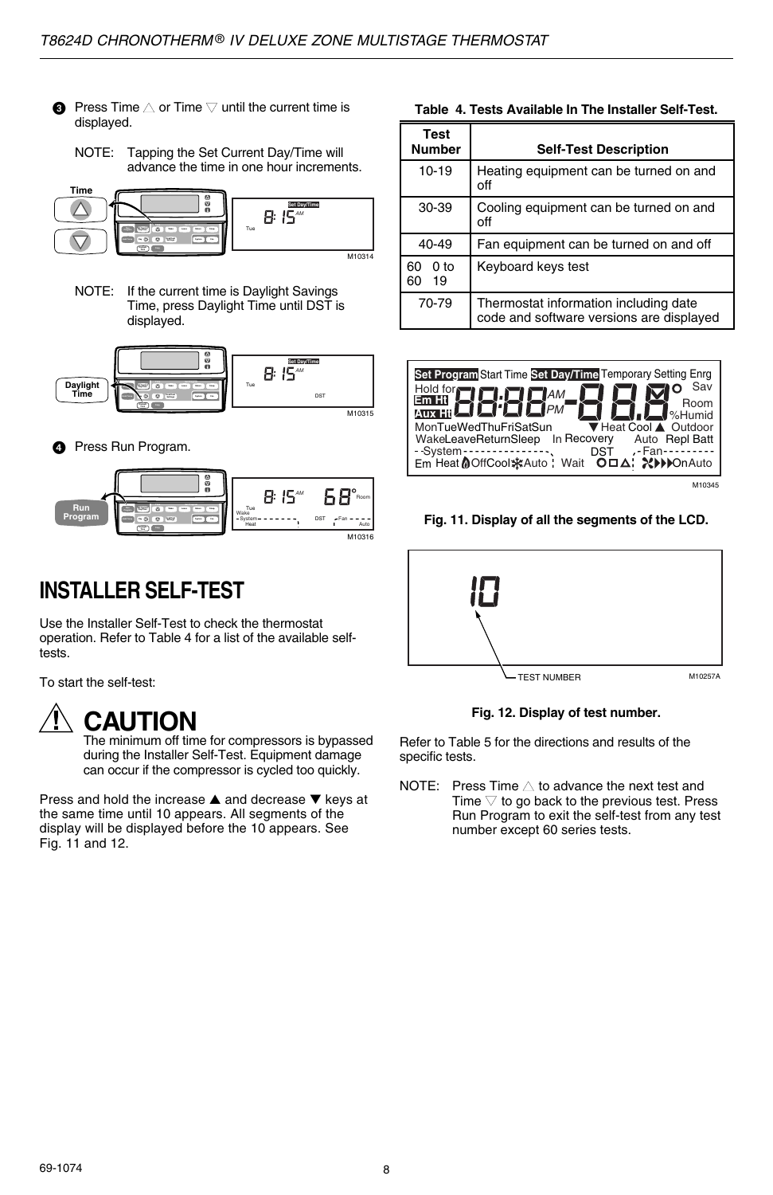3. Press Time △ or Time ▽ until the current time is displayed.

   NOTE: Tapping the Set Current Day/Time will advance the time in one hour increments.

   NOTE: If the current time is Daylight Savings Time, press Daylight Time until DST is displayed.

4. Press Run Program.

# INSTALLER SELF-TEST

Use the Installer Self-Test to check the thermostat operation. Refer to Table 4 for a list of the available self-tests.

To start the self-test:

## CAUTION

The minimum off time for compressors is bypassed during the Installer Self-Test. Equipment damage can occur if the compressor is cycled too quickly.

Press and hold the increase ▲ and decrease ▼ keys at the same time until 10 appears. All segments of the display will be displayed before the 10 appears. See Fig. 11 and 12.

**Table 4. Tests Available In The Installer Self-Test.**

| Test Number | Self-Test Description |
|---|---|
| 10-19 | Heating equipment can be turned on and off |
| 30-39 | Cooling equipment can be turned on and off |
| 40-49 | Fan equipment can be turned on and off |
| 60 0 to 60 19 | Keyboard keys test |
| 70-79 | Thermostat information including date code and software versions are displayed |

**Fig. 11. Display of all the segments of the LCD.**

**Fig. 12. Display of test number.**

Refer to Table 5 for the directions and results of the specific tests.

NOTE: Press Time △ to advance the next test and Time ▽ to go back to the previous test. Press Run Program to exit the self-test from any test number except 60 series tests.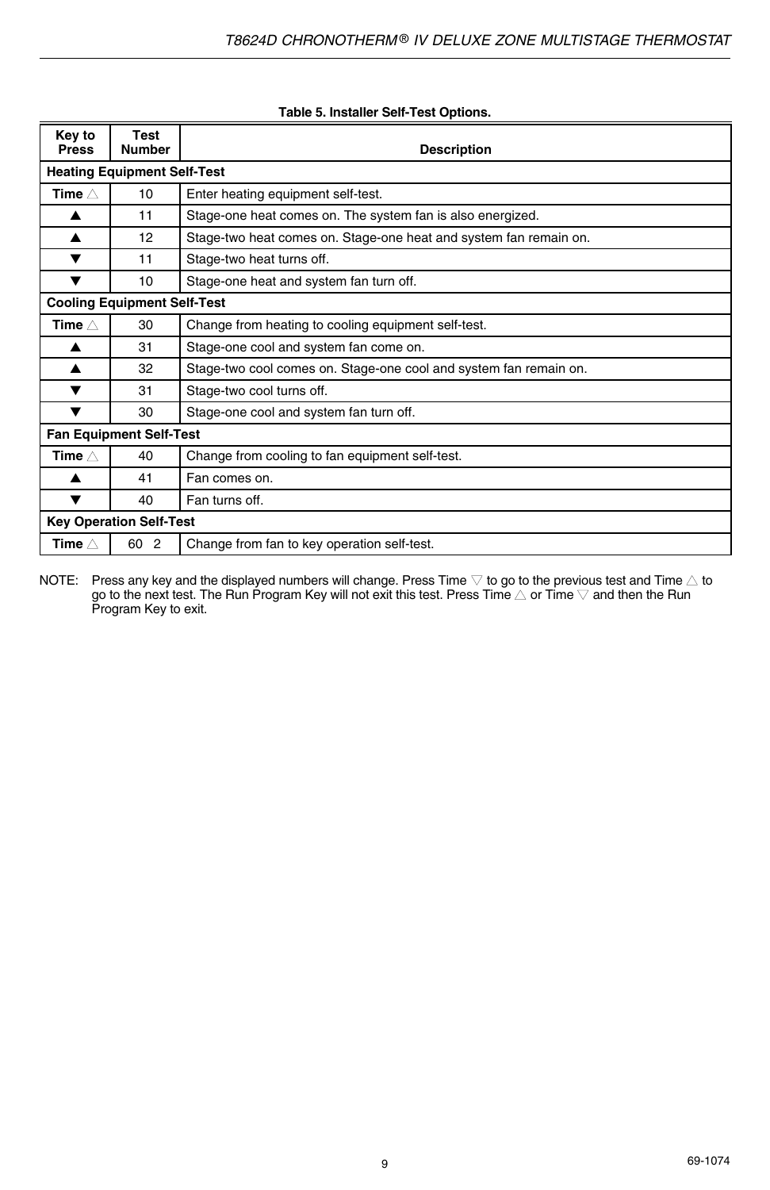**Table 5. Installer Self-Test Options.**

| Key to Press | Test Number | Description |
|---|---|---|
| **Heating Equipment Self-Test** | | |
| **Time** △ | 10 | Enter heating equipment self-test. |
| ▲ | 11 | Stage-one heat comes on. The system fan is also energized. |
| ▲ | 12 | Stage-two heat comes on. Stage-one heat and system fan remain on. |
| ▼ | 11 | Stage-two heat turns off. |
| ▼ | 10 | Stage-one heat and system fan turn off. |
| **Cooling Equipment Self-Test** | | |
| **Time** △ | 30 | Change from heating to cooling equipment self-test. |
| ▲ | 31 | Stage-one cool and system fan come on. |
| ▲ | 32 | Stage-two cool comes on. Stage-one cool and system fan remain on. |
| ▼ | 31 | Stage-two cool turns off. |
| ▼ | 30 | Stage-one cool and system fan turn off. |
| **Fan Equipment Self-Test** | | |
| **Time** △ | 40 | Change from cooling to fan equipment self-test. |
| ▲ | 41 | Fan comes on. |
| ▼ | 40 | Fan turns off. |
| **Key Operation Self-Test** | | |
| **Time** △ | 60 2 | Change from fan to key operation self-test. |

NOTE: Press any key and the displayed numbers will change. Press Time ▽ to go to the previous test and Time △ to go to the next test. The Run Program Key will not exit this test. Press Time △ or Time ▽ and then the Run Program Key to exit.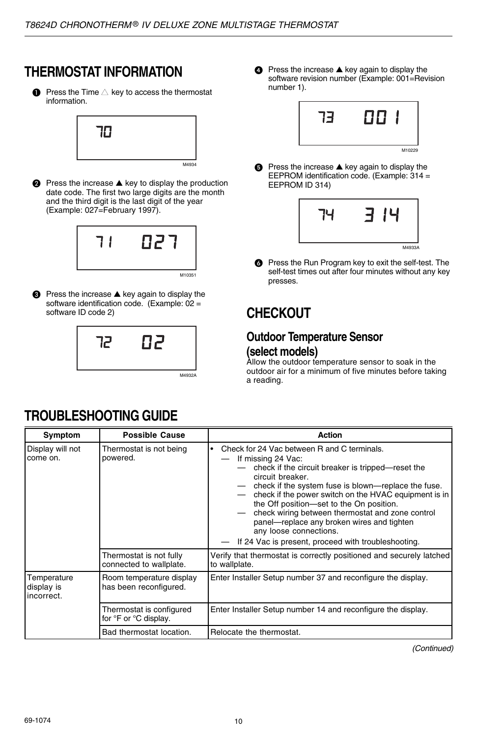# THERMOSTAT INFORMATION

1. Press the Time △ key to access the thermostat information.

```
70
```

M4934

2. Press the increase ▲ key to display the production date code. The first two large digits are the month and the third digit is the last digit of the year (Example: 027=February 1997).

```
71    027
```

M10351

3. Press the increase ▲ key again to display the software identification code. (Example: 02 = software ID code 2)

```
72    02
```

M4932A

4. Press the increase ▲ key again to display the software revision number (Example: 001=Revision number 1).

```
73    001
```

M10229

5. Press the increase ▲ key again to display the EEPROM identification code. (Example: 314 = EEPROM ID 314)

```
74    314
```

M4933A

6. Press the Run Program key to exit the self-test. The self-test times out after four minutes without any key presses.

# CHECKOUT

## Outdoor Temperature Sensor (select models)

Allow the outdoor temperature sensor to soak in the outdoor air for a minimum of five minutes before taking a reading.

# TROUBLESHOOTING GUIDE

| Symptom | Possible Cause | Action |
|---|---|---|
| Display will not come on. | Thermostat is not being powered. | • Check for 24 Vac between R and C terminals.<br>— If missing 24 Vac:<br>— check if the circuit breaker is tripped—reset the circuit breaker.<br>— check if the system fuse is blown—replace the fuse.<br>— check if the power switch on the HVAC equipment is in the Off position—set to the On position.<br>— check wiring between thermostat and zone control panel—replace any broken wires and tighten any loose connections.<br>— If 24 Vac is present, proceed with troubleshooting. |
| | Thermostat is not fully connected to wallplate. | Verify that thermostat is correctly positioned and securely latched to wallplate. |
| Temperature display is incorrect. | Room temperature display has been reconfigured. | Enter Installer Setup number 37 and reconfigure the display. |
| | Thermostat is configured for °F or °C display. | Enter Installer Setup number 14 and reconfigure the display. |
| | Bad thermostat location. | Relocate the thermostat. |

*(Continued)*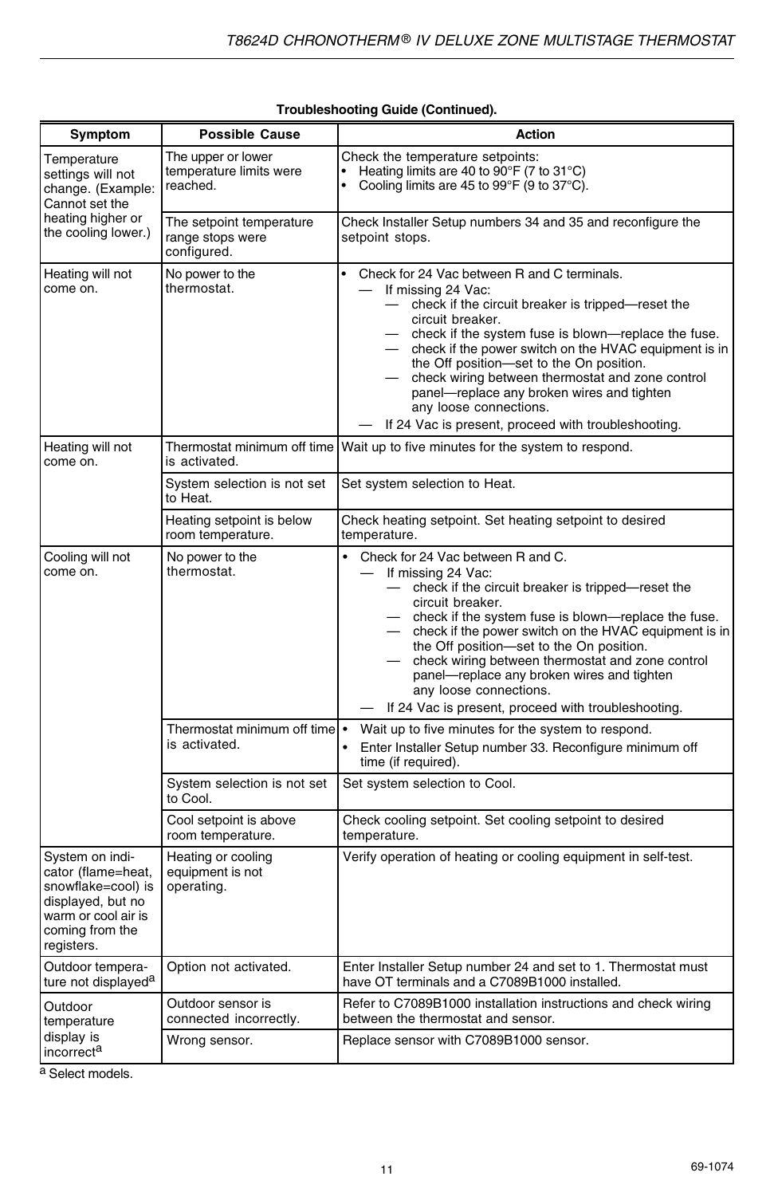**Troubleshooting Guide (Continued).**

| Symptom | Possible Cause | Action |
|---|---|---|
| Temperature settings will not change. (Example: Cannot set the heating higher or the cooling lower.) | The upper or lower temperature limits were reached. | Check the temperature setpoints:<br>• Heating limits are 40 to 90°F (7 to 31°C)<br>• Cooling limits are 45 to 99°F (9 to 37°C). |
| | The setpoint temperature range stops were configured. | Check Installer Setup numbers 34 and 35 and reconfigure the setpoint stops. |
| Heating will not come on. | No power to the thermostat. | • Check for 24 Vac between R and C terminals.<br>— If missing 24 Vac:<br>— check if the circuit breaker is tripped—reset the circuit breaker.<br>— check if the system fuse is blown—replace the fuse.<br>— check if the power switch on the HVAC equipment is in the Off position—set to the On position.<br>— check wiring between thermostat and zone control panel—replace any broken wires and tighten any loose connections.<br>— If 24 Vac is present, proceed with troubleshooting. |
| Heating will not come on. | Thermostat minimum off time is activated. | Wait up to five minutes for the system to respond. |
| | System selection is not set to Heat. | Set system selection to Heat. |
| | Heating setpoint is below room temperature. | Check heating setpoint. Set heating setpoint to desired temperature. |
| Cooling will not come on. | No power to the thermostat. | • Check for 24 Vac between R and C.<br>— If missing 24 Vac:<br>— check if the circuit breaker is tripped—reset the circuit breaker.<br>— check if the system fuse is blown—replace the fuse.<br>— check if the power switch on the HVAC equipment is in the Off position—set to the On position.<br>— check wiring between thermostat and zone control panel—replace any broken wires and tighten any loose connections.<br>— If 24 Vac is present, proceed with troubleshooting. |
| | Thermostat minimum off time is activated. | • Wait up to five minutes for the system to respond.<br>• Enter Installer Setup number 33. Reconfigure minimum off time (if required). |
| | System selection is not set to Cool. | Set system selection to Cool. |
| | Cool setpoint is above room temperature. | Check cooling setpoint. Set cooling setpoint to desired temperature. |
| System on indicator (flame=heat, snowflake=cool) is displayed, but no warm or cool air is coming from the registers. | Heating or cooling equipment is not operating. | Verify operation of heating or cooling equipment in self-test. |
| Outdoor temperature not displayed[a] | Option not activated. | Enter Installer Setup number 24 and set to 1. Thermostat must have OT terminals and a C7089B1000 installed. |
| Outdoor temperature display is incorrect[a] | Outdoor sensor is connected incorrectly. | Refer to C7089B1000 installation instructions and check wiring between the thermostat and sensor. |
| | Wrong sensor. | Replace sensor with C7089B1000 sensor. |

[a] Select models.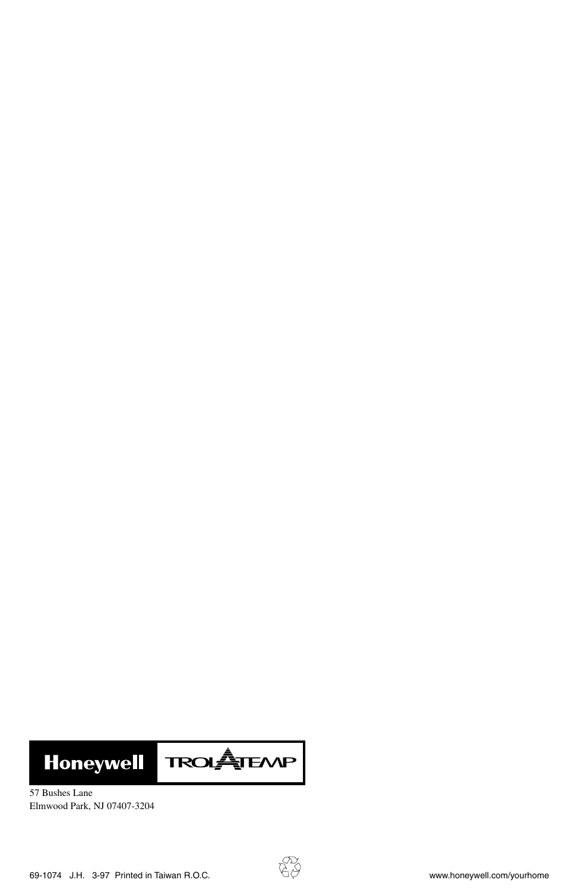Honeywell TROLATEMP

57 Bushes Lane
Elmwood Park, NJ 07407-3204

69-1074 J.H. 3-97 Printed in Taiwan R.O.C.

www.honeywell.com/yourhome